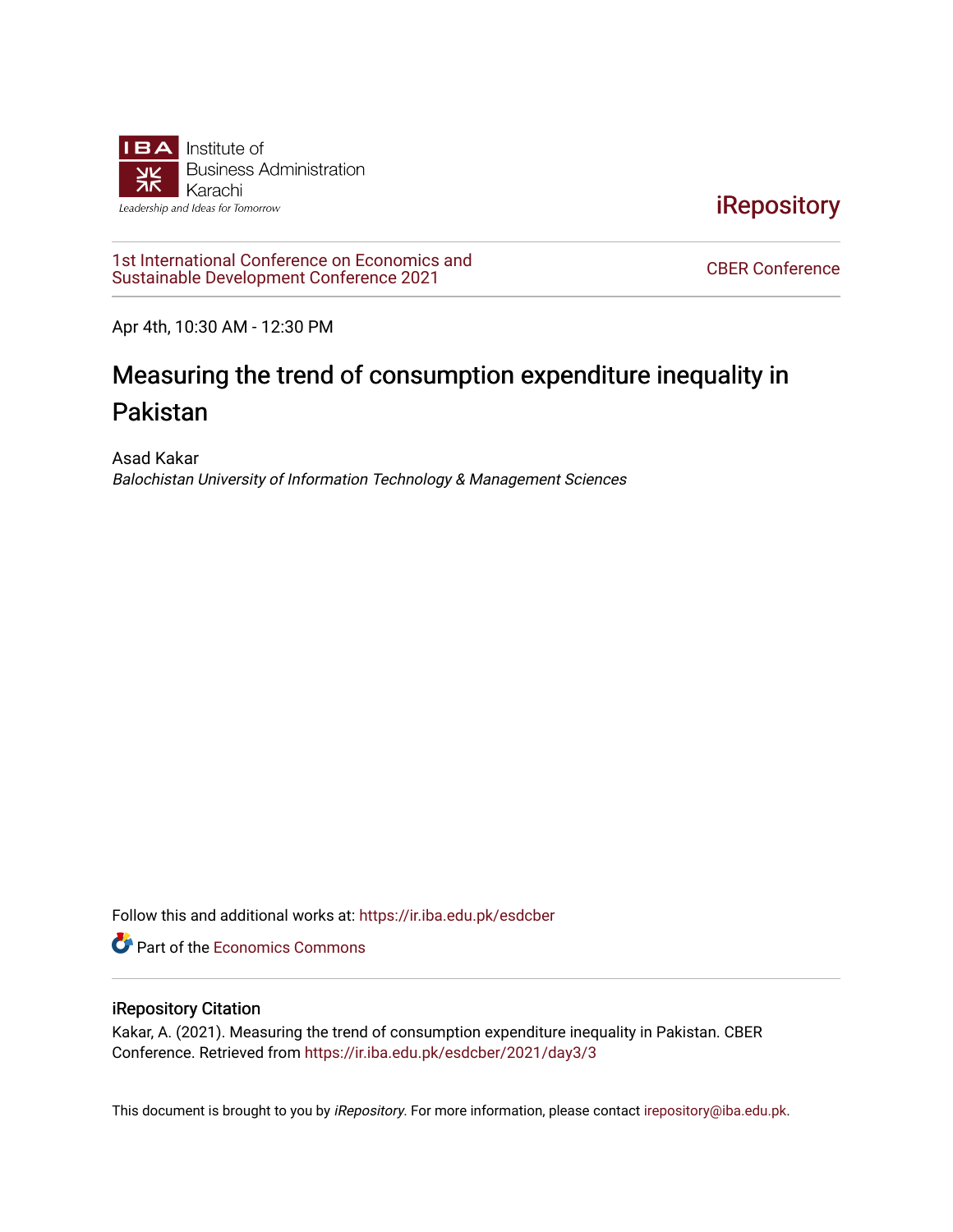Institute of Business Administration Karachi

*Leadership and Ideas for Tomorrow*

iRepository

1st International Conference on Economics and Sustainable Development Conference 2021

CBER Conference

Apr 4th, 10:30 AM - 12:30 PM

# Measuring the trend of consumption expenditure inequality in Pakistan

Asad Kakar

*Balochistan University of Information Technology & Management Sciences*

Follow this and additional works at: https://ir.iba.edu.pk/esdcber

Part of the Economics Commons

## iRepository Citation

Kakar, A. (2021). Measuring the trend of consumption expenditure inequality in Pakistan. CBER Conference. Retrieved from https://ir.iba.edu.pk/esdcber/2021/day3/3

This document is brought to you by *iRepository*. For more information, please contact irepository@iba.edu.pk.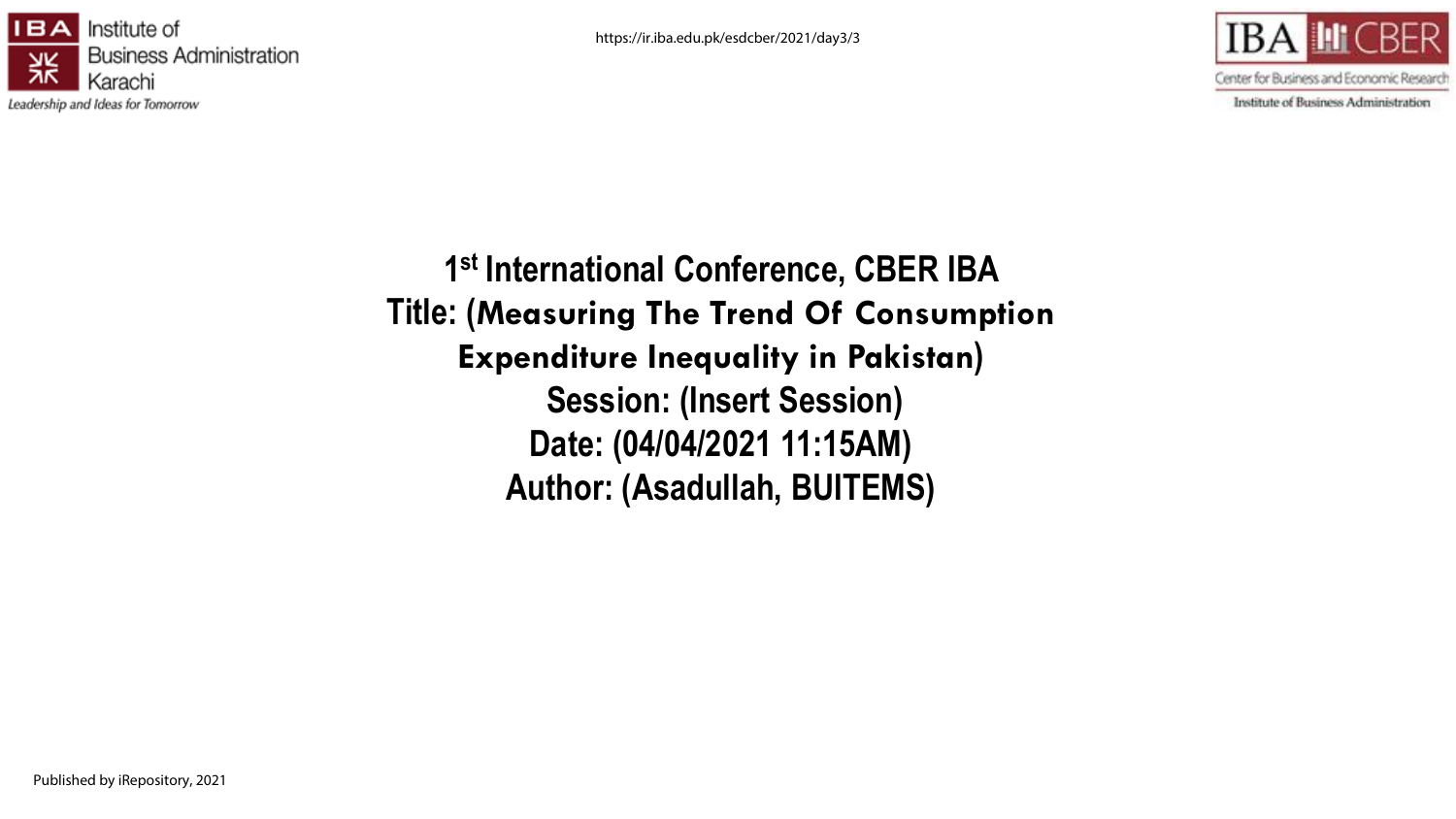1st International Conference, CBER IBA

Title: (Measuring The Trend Of Consumption Expenditure Inequality in Pakistan)

Session: (Insert Session)

Date: (04/04/2021 11:15AM)

Author: (Asadullah, BUITEMS)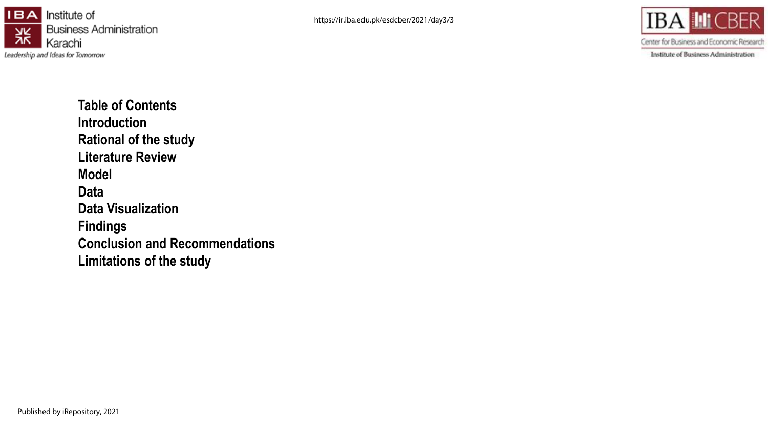## Table of Contents

**Introduction**

**Rational of the study**

**Literature Review**

**Model**

**Data**

**Data Visualization**

**Findings**

**Conclusion and Recommendations**

**Limitations of the study**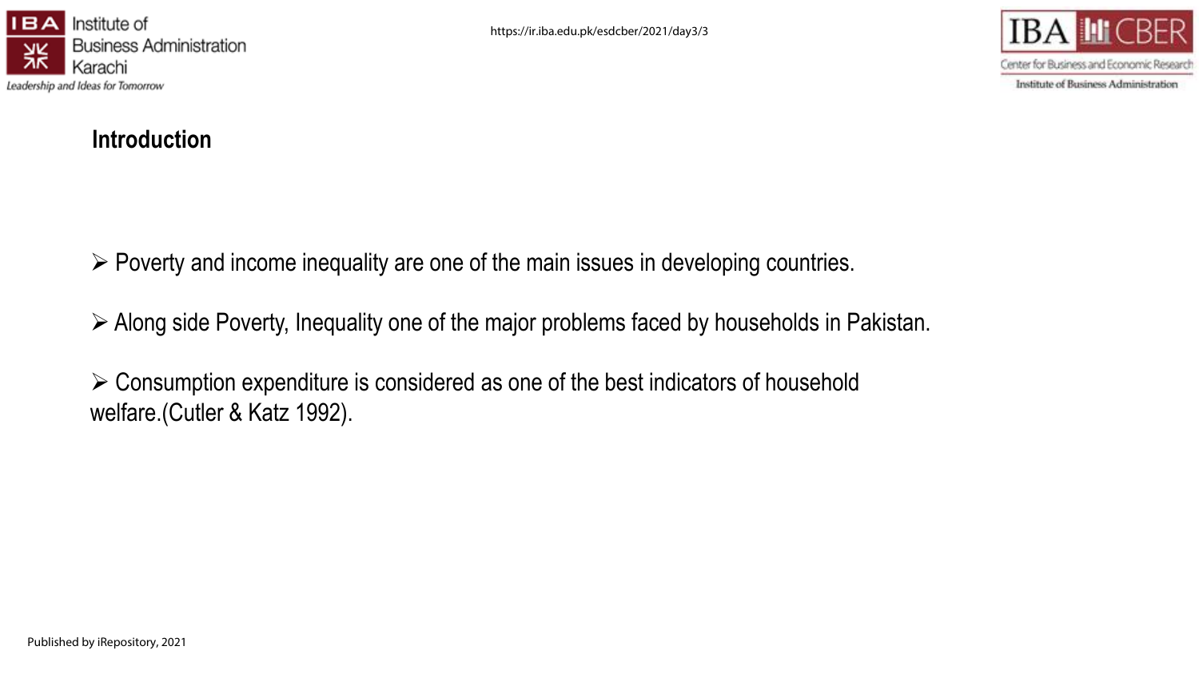## Introduction

- Poverty and income inequality are one of the main issues in developing countries.
- Along side Poverty, Inequality one of the major problems faced by households in Pakistan.
- Consumption expenditure is considered as one of the best indicators of household welfare.(Cutler & Katz 1992).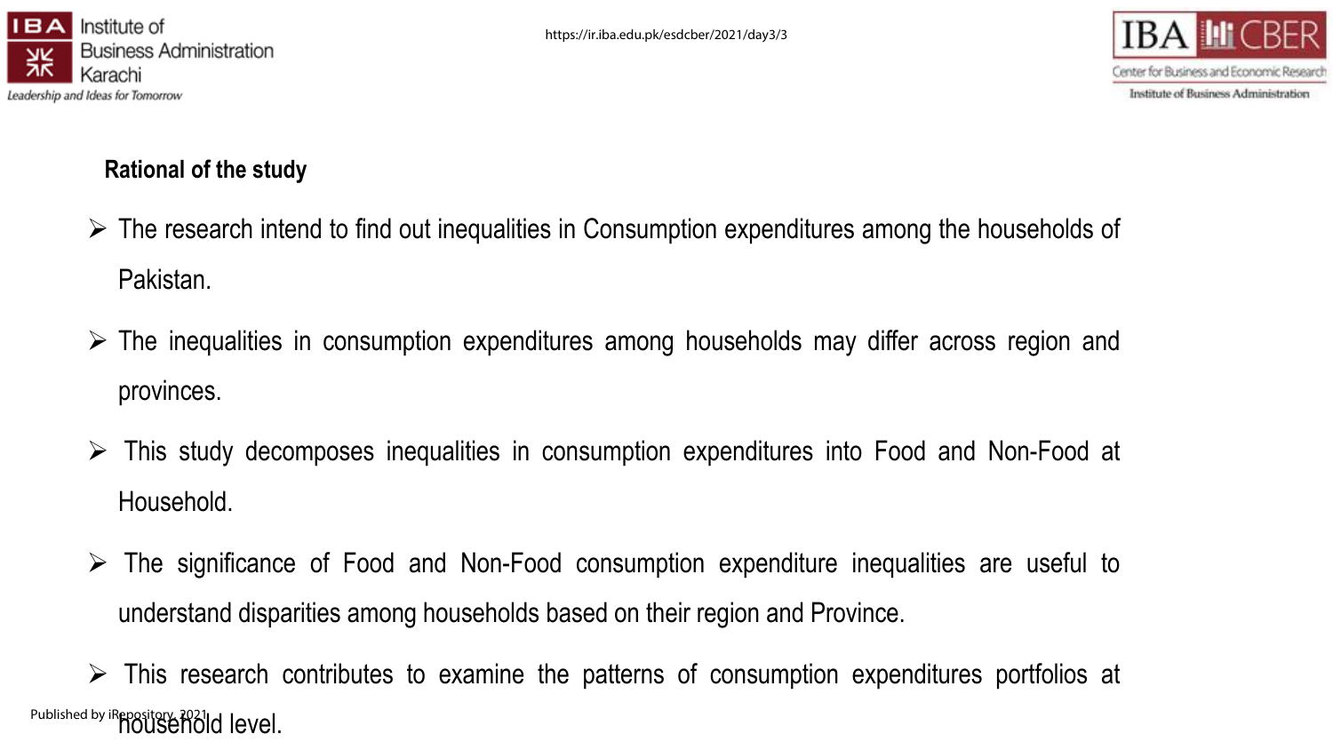## Rational of the study

- The research intend to find out inequalities in Consumption expenditures among the households of Pakistan.
- The inequalities in consumption expenditures among households may differ across region and provinces.
- This study decomposes inequalities in consumption expenditures into Food and Non-Food at Household.
- The significance of Food and Non-Food consumption expenditure inequalities are useful to understand disparities among households based on their region and Province.
- This research contributes to examine the patterns of consumption expenditures portfolios at household level.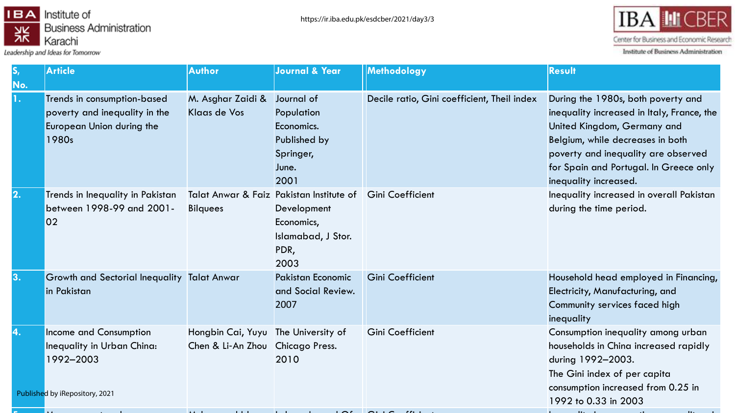| S, No. | Article | Author | Journal & Year | Methodology | Result |
|---|---|---|---|---|---|
| 1. | Trends in consumption-based poverty and inequality in the European Union during the 1980s | M. Asghar Zaidi & Klaas de Vos | Journal of Population Economics. Published by Springer, June. 2001 | Decile ratio, Gini coefficient, Theil index | During the 1980s, both poverty and inequality increased in Italy, France, the United Kingdom, Germany and Belgium, while decreases in both poverty and inequality are observed for Spain and Portugal. In Greece only inequality increased. |
| 2. | Trends in Inequality in Pakistan between 1998-99 and 2001-02 | Talat Anwar & Faiz Bilquees | Pakistan Institute of Development Economics, Islamabad, J Stor. PDR, 2003 | Gini Coefficient | Inequality increased in overall Pakistan during the time period. |
| 3. | Growth and Sectorial Inequality in Pakistan | Talat Anwar | Pakistan Economic and Social Review. 2007 | Gini Coefficient | Household head employed in Financing, Electricity, Manufacturing, and Community services faced high inequality |
| 4. | Income and Consumption Inequality in Urban China: 1992–2003 | Hongbin Cai, Yuyu Chen & Li-An Zhou | The University of Chicago Press. 2010 | Gini Coefficient | Consumption inequality among urban households in China increased rapidly during 1992–2003. The Gini index of per capita consumption increased from 0.25 in 1992 to 0.33 in 2003 |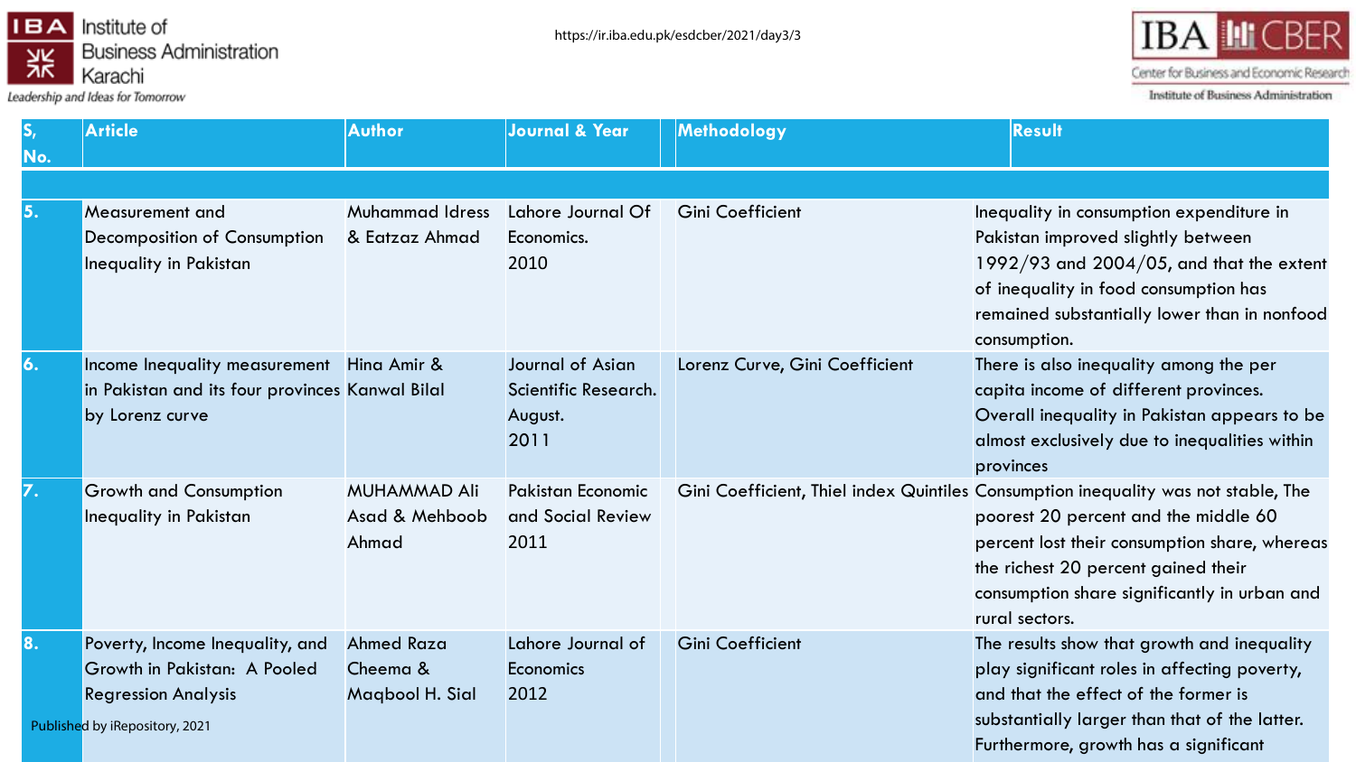| S, No. | Article | Author | Journal & Year | Methodology | Result |
|---|---|---|---|---|---|
| 5. | Measurement and Decomposition of Consumption Inequality in Pakistan | Muhammad Idress & Eatzaz Ahmad | Lahore Journal Of Economics. 2010 | Gini Coefficient | Inequality in consumption expenditure in Pakistan improved slightly between 1992/93 and 2004/05, and that the extent of inequality in food consumption has remained substantially lower than in nonfood consumption. |
| 6. | Income Inequality measurement in Pakistan and its four provinces by Lorenz curve | Hina Amir & Kanwal Bilal | Journal of Asian Scientific Research. August. 2011 | Lorenz Curve, Gini Coefficient | There is also inequality among the per capita income of different provinces. Overall inequality in Pakistan appears to be almost exclusively due to inequalities within provinces |
| 7. | Growth and Consumption Inequality in Pakistan | MUHAMMAD Ali Asad & Mehboob Ahmad | Pakistan Economic and Social Review 2011 | Gini Coefficient, Thiel index Quintiles | Consumption inequality was not stable, The poorest 20 percent and the middle 60 percent lost their consumption share, whereas the richest 20 percent gained their consumption share significantly in urban and rural sectors. |
| 8. | Poverty, Income Inequality, and Growth in Pakistan: A Pooled Regression Analysis | Ahmed Raza Cheema & Maqbool H. Sial | Lahore Journal of Economics 2012 | Gini Coefficient | The results show that growth and inequality play significant roles in affecting poverty, and that the effect of the former is substantially larger than that of the latter. Furthermore, growth has a significant |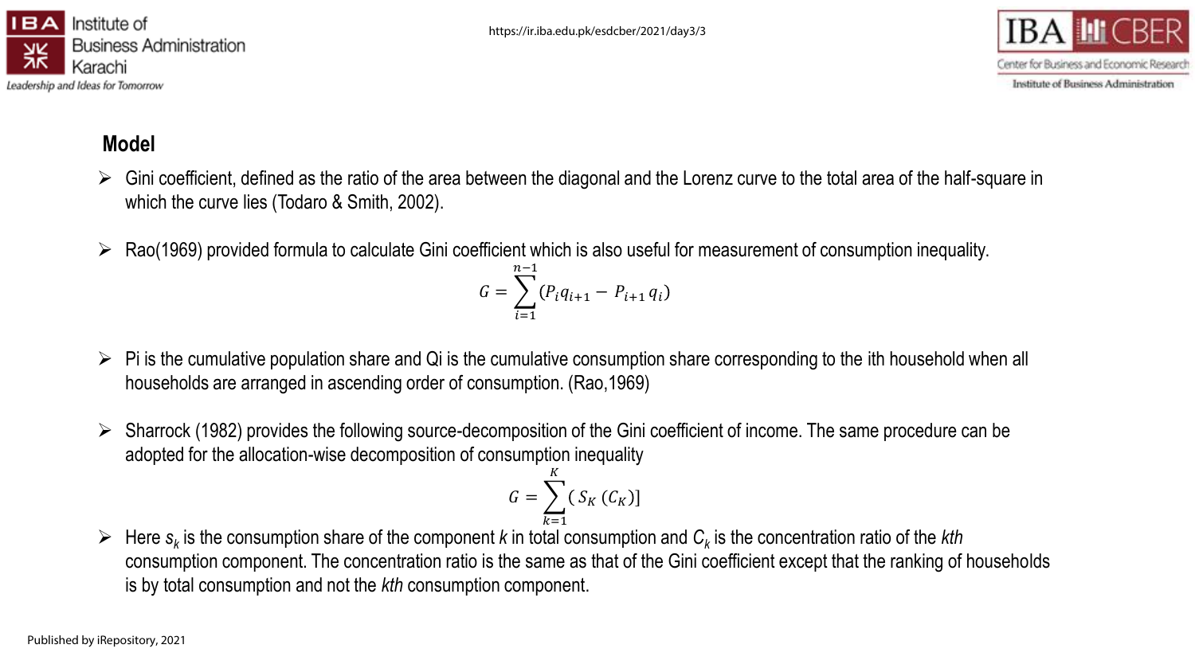## Model

- Gini coefficient, defined as the ratio of the area between the diagonal and the Lorenz curve to the total area of the half-square in which the curve lies (Todaro & Smith, 2002).

- Rao(1969) provided formula to calculate Gini coefficient which is also useful for measurement of consumption inequality.

$$G = \sum_{i=1}^{n-1} (P_i q_{i+1} - P_{i+1} q_i)$$

- Pi is the cumulative population share and Qi is the cumulative consumption share corresponding to the ith household when all households are arranged in ascending order of consumption. (Rao,1969)

- Sharrock (1982) provides the following source-decomposition of the Gini coefficient of income. The same procedure can be adopted for the allocation-wise decomposition of consumption inequality

$$G = \sum_{k=1}^{K} ( S_K (C_K)]$$

- Here $s_k$ is the consumption share of the component *k* in total consumption and $C_k$ is the concentration ratio of the *kth* consumption component. The concentration ratio is the same as that of the Gini coefficient except that the ranking of households is by total consumption and not the *kth* consumption component.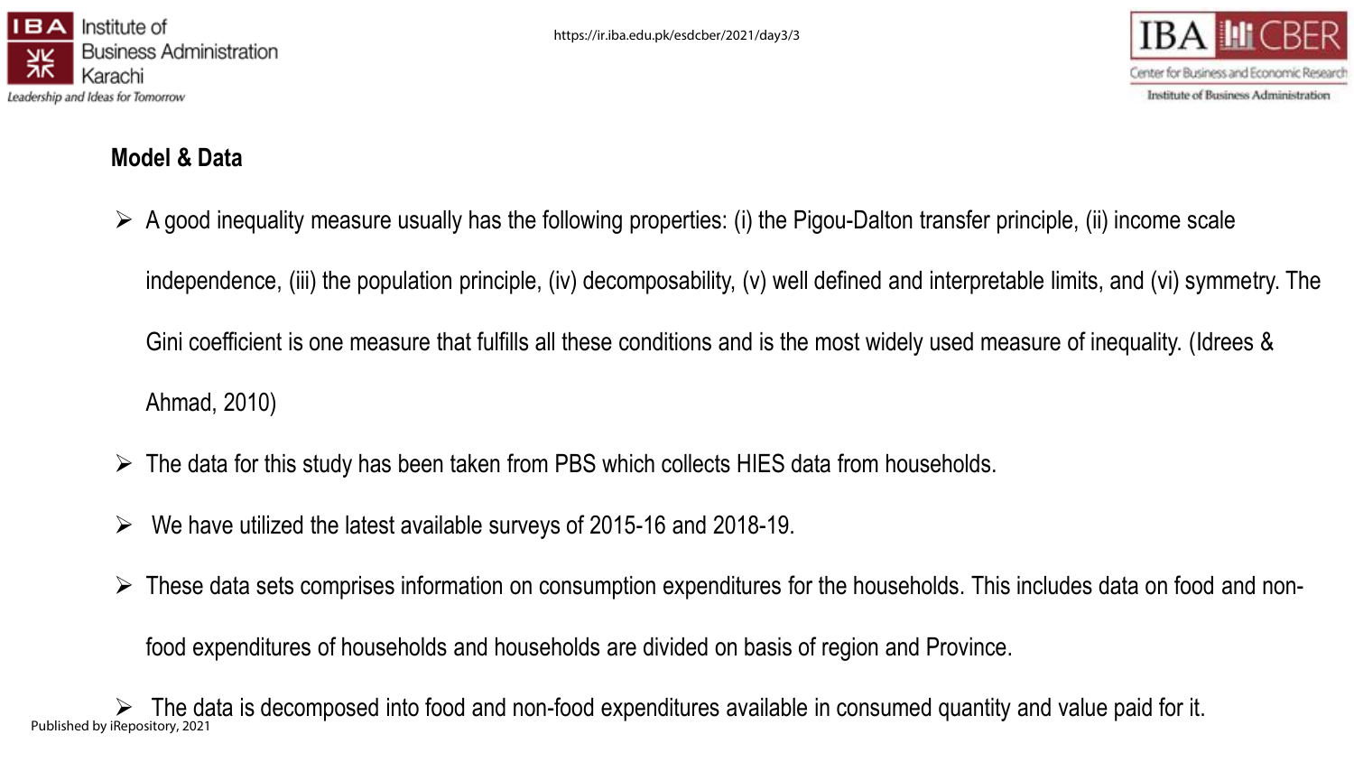## Model & Data

- A good inequality measure usually has the following properties: (i) the Pigou-Dalton transfer principle, (ii) income scale independence, (iii) the population principle, (iv) decomposability, (v) well defined and interpretable limits, and (vi) symmetry. The Gini coefficient is one measure that fulfills all these conditions and is the most widely used measure of inequality. (Idrees & Ahmad, 2010)
- The data for this study has been taken from PBS which collects HIES data from households.
- We have utilized the latest available surveys of 2015-16 and 2018-19.
- These data sets comprises information on consumption expenditures for the households. This includes data on food and non-food expenditures of households and households are divided on basis of region and Province.
- The data is decomposed into food and non-food expenditures available in consumed quantity and value paid for it.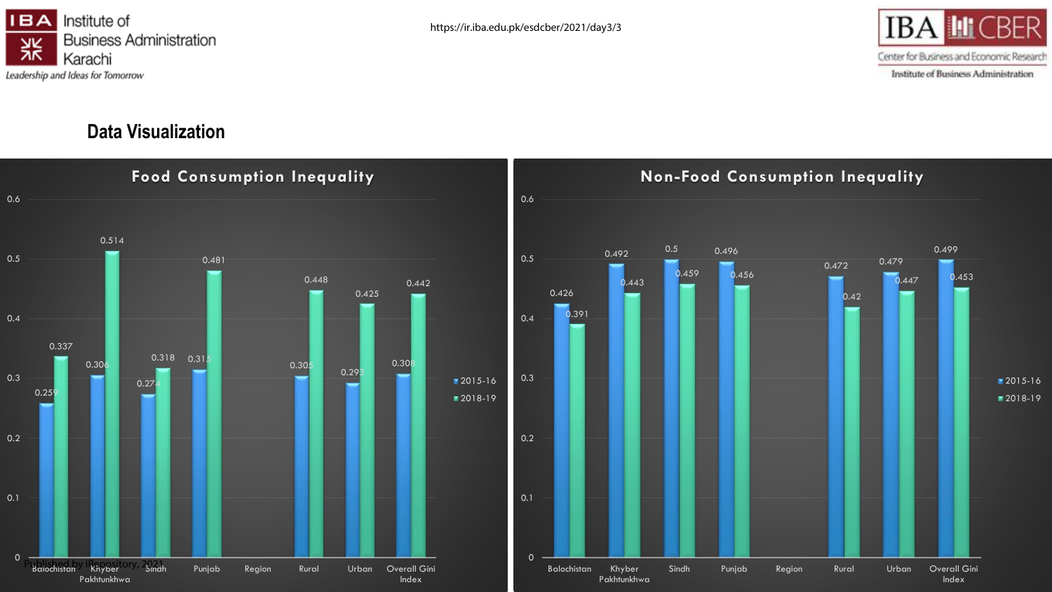## Data Visualization

### Food Consumption Inequality

| | 2015-16 | 2018-19 |
|---|---|---|
| Balochistan | 0.259 | 0.337 |
| Khyber Pakhtunkhwa | 0.306 | 0.514 |
| Sindh | 0.274 | 0.318 |
| Punjab | 0.315 | 0.481 |
| Region | | |
| Rural | 0.305 | 0.448 |
| Urban | 0.293 | 0.425 |
| Overall Gini Index | 0.308 | 0.442 |

### Non-Food Consumption Inequality

| | 2015-16 | 2018-19 |
|---|---|---|
| Balochistan | 0.426 | 0.391 |
| Khyber Pakhtunkhwa | 0.492 | 0.443 |
| Sindh | 0.5 | 0.459 |
| Punjab | 0.496 | 0.456 |
| Region | | |
| Rural | 0.472 | 0.42 |
| Urban | 0.479 | 0.447 |
| Overall Gini Index | 0.499 | 0.453 |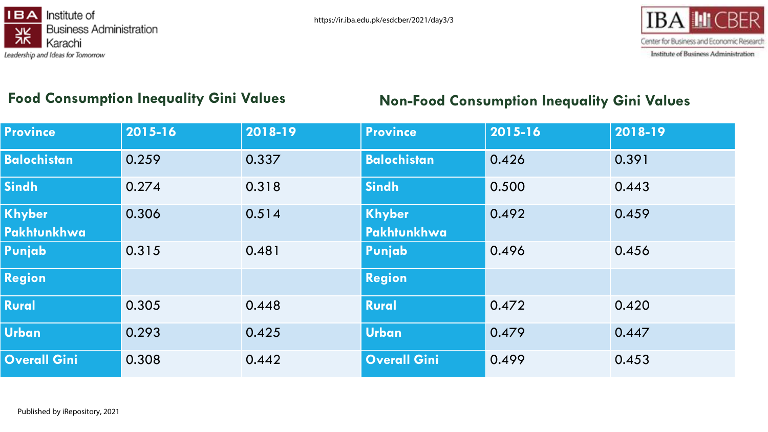## Food Consumption Inequality Gini Values

| Province | 2015-16 | 2018-19 |
|---|---|---|
| Balochistan | 0.259 | 0.337 |
| Sindh | 0.274 | 0.318 |
| Khyber Pakhtunkhwa | 0.306 | 0.514 |
| Punjab | 0.315 | 0.481 |
| Region | | |
| Rural | 0.305 | 0.448 |
| Urban | 0.293 | 0.425 |
| Overall Gini | 0.308 | 0.442 |

## Non-Food Consumption Inequality Gini Values

| Province | 2015-16 | 2018-19 |
|---|---|---|
| Balochistan | 0.426 | 0.391 |
| Sindh | 0.500 | 0.443 |
| Khyber Pakhtunkhwa | 0.492 | 0.459 |
| Punjab | 0.496 | 0.456 |
| Region | | |
| Rural | 0.472 | 0.420 |
| Urban | 0.479 | 0.447 |
| Overall Gini | 0.499 | 0.453 |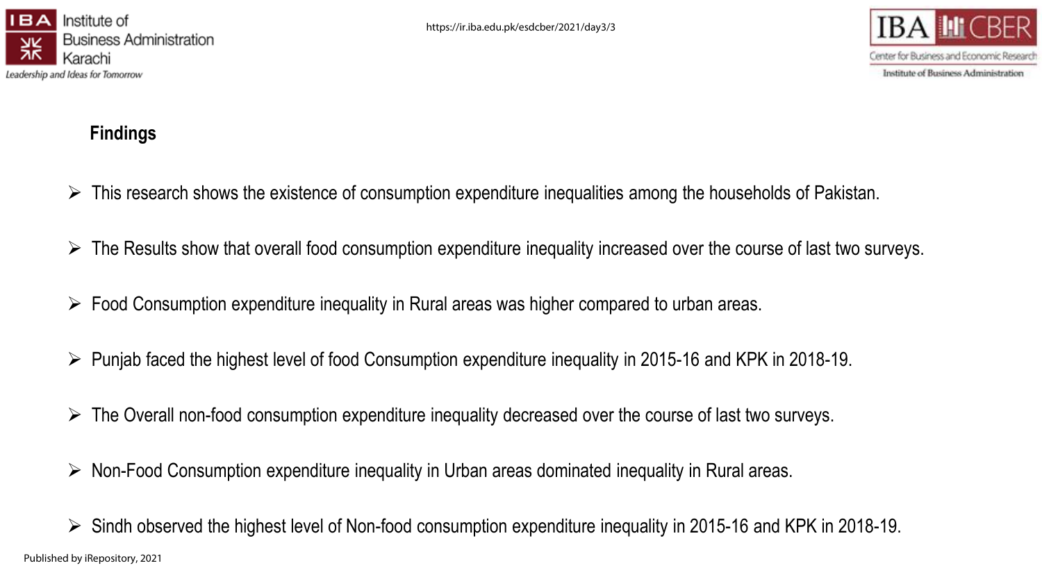## Findings

- This research shows the existence of consumption expenditure inequalities among the households of Pakistan.
- The Results show that overall food consumption expenditure inequality increased over the course of last two surveys.
- Food Consumption expenditure inequality in Rural areas was higher compared to urban areas.
- Punjab faced the highest level of food Consumption expenditure inequality in 2015-16 and KPK in 2018-19.
- The Overall non-food consumption expenditure inequality decreased over the course of last two surveys.
- Non-Food Consumption expenditure inequality in Urban areas dominated inequality in Rural areas.
- Sindh observed the highest level of Non-food consumption expenditure inequality in 2015-16 and KPK in 2018-19.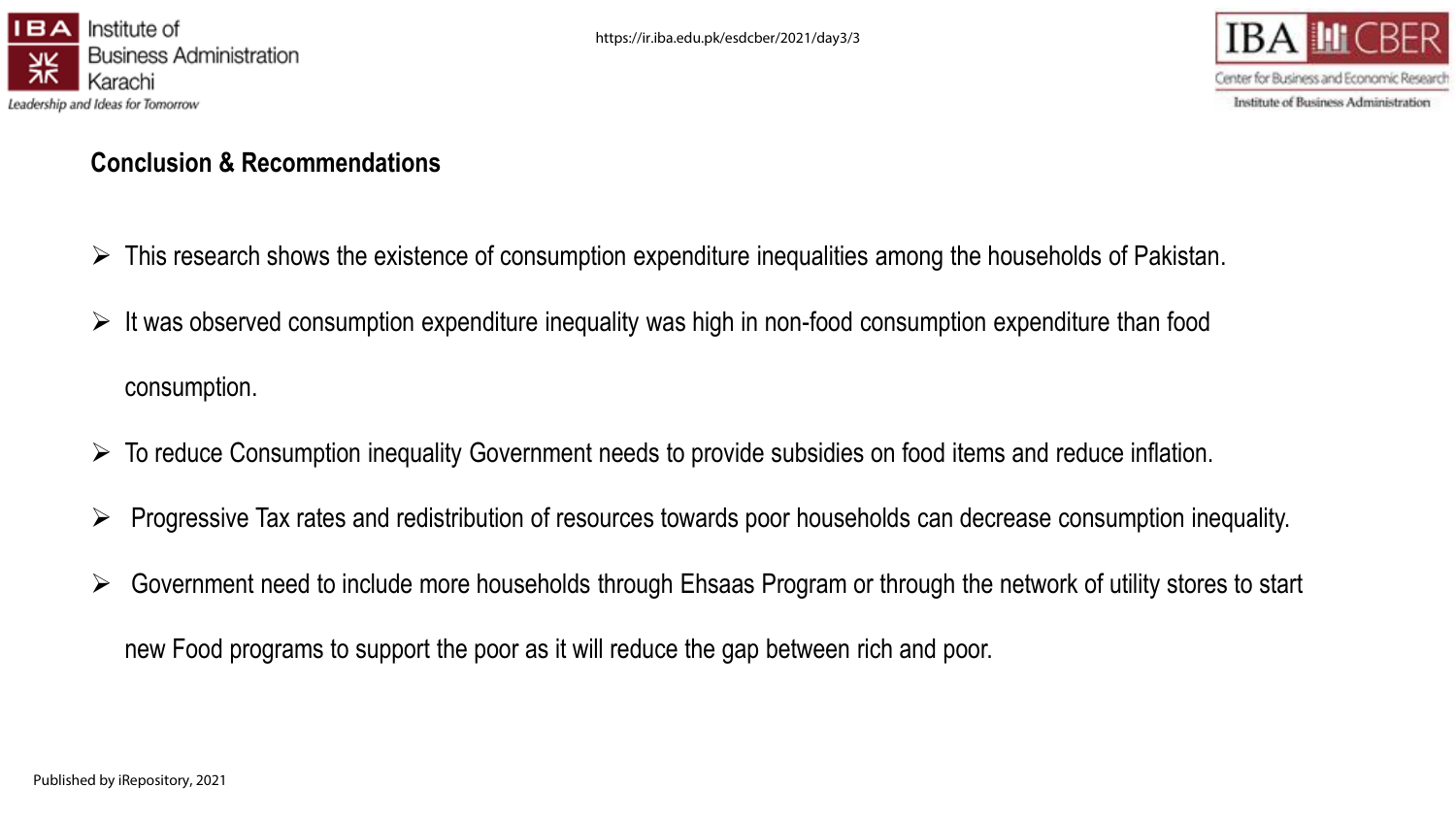## Conclusion & Recommendations

- This research shows the existence of consumption expenditure inequalities among the households of Pakistan.
- It was observed consumption expenditure inequality was high in non-food consumption expenditure than food consumption.
- To reduce Consumption inequality Government needs to provide subsidies on food items and reduce inflation.
- Progressive Tax rates and redistribution of resources towards poor households can decrease consumption inequality.
- Government need to include more households through Ehsaas Program or through the network of utility stores to start new Food programs to support the poor as it will reduce the gap between rich and poor.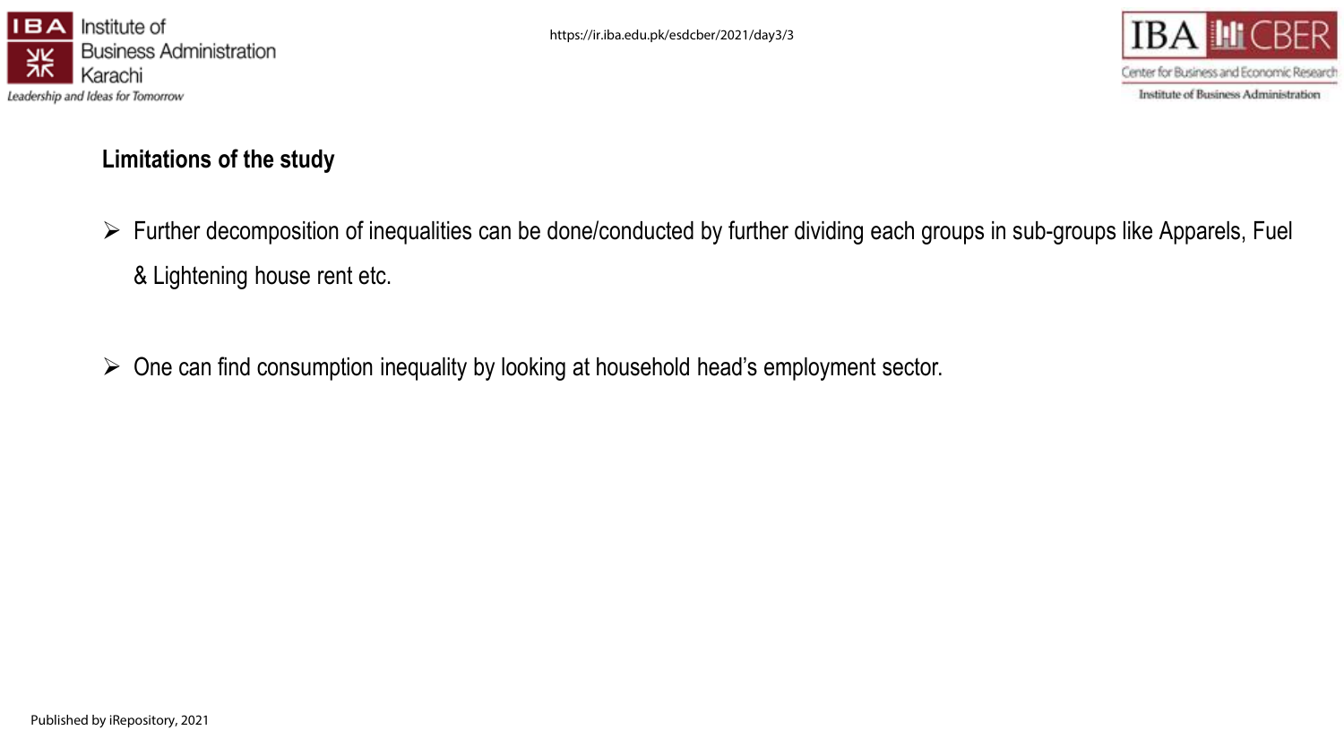## Limitations of the study

- Further decomposition of inequalities can be done/conducted by further dividing each groups in sub-groups like Apparels, Fuel & Lightening house rent etc.
- One can find consumption inequality by looking at household head's employment sector.